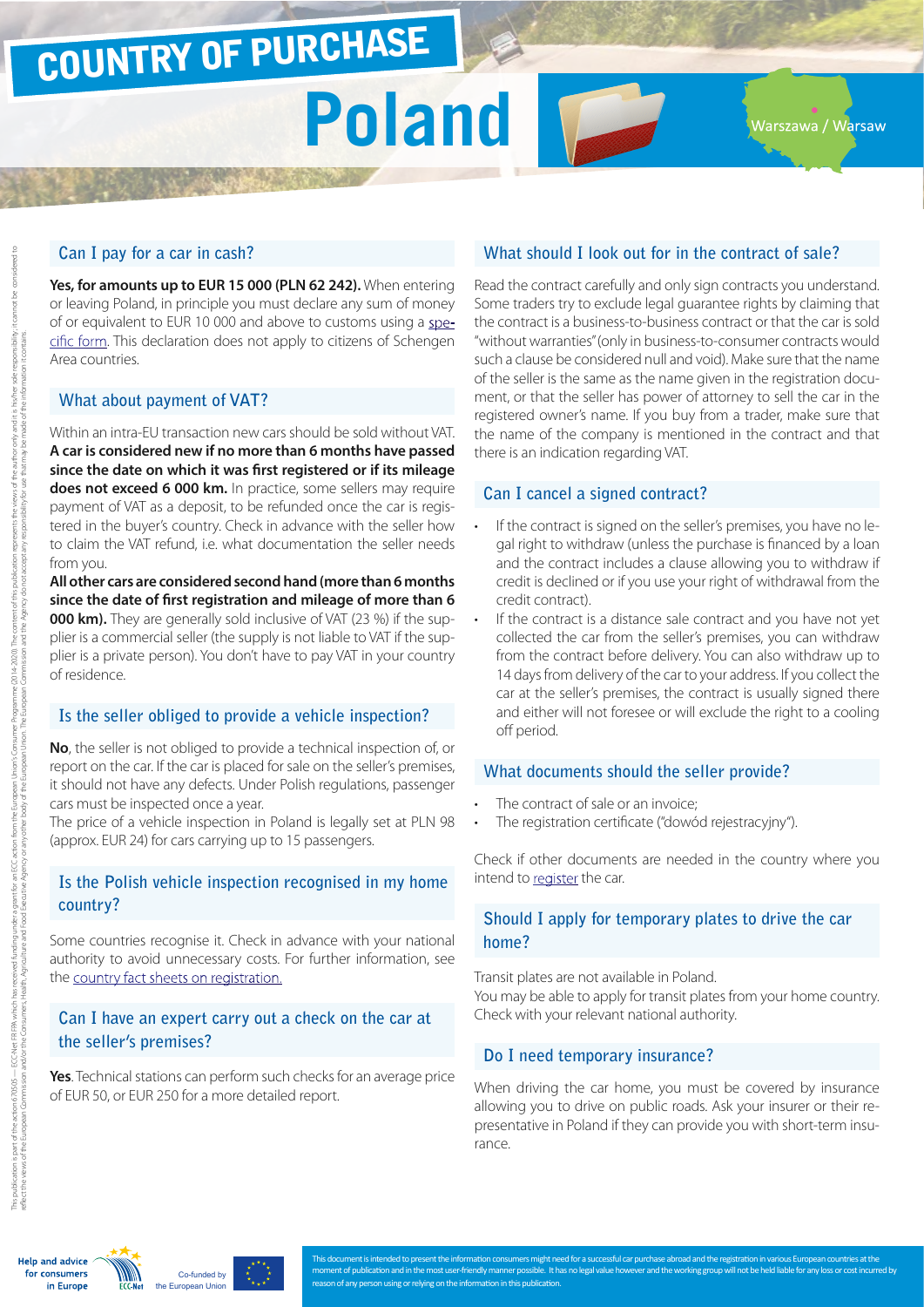# COUNTRY OF PURCHASE

# Poland

Warszawa / Warsaw

## Can I pay for a car in cash?

**Yes, for amounts up to EUR 15 000 (PLN 62 242).** When entering or leaving Poland, in principle you must declare any sum of money of or equivalent to EUR 10 000 and above to customs using a specific form. This declaration does not apply to citizens of Schengen Area countries.

## What about payment of VAT?

Within an intra-EU transaction new cars should be sold without VAT. **A car is considered new if no more than 6 months have passed since the date on which it was first registered or if its mileage does not exceed 6 000 km.** In practice, some sellers may require payment of VAT as a deposit, to be refunded once the car is registered in the buyer's country. Check in advance with the seller how to claim the VAT refund, i.e. what documentation the seller needs from you.

**All other cars are considered second hand (more than 6 months since the date of first registration and mileage of more than 6 000 km).** They are generally sold inclusive of VAT (23 %) if the supplier is a commercial seller (the supply is not liable to VAT if the supplier is a private person). You don't have to pay VAT in your country of residence.

## Is the seller obliged to provide a vehicle inspection?

**No**, the seller is not obliged to provide a technical inspection of, or report on the car. If the car is placed for sale on the seller's premises, it should not have any defects. Under Polish regulations, passenger cars must be inspected once a year.

The price of a vehicle inspection in Poland is legally set at PLN 98 (approx. EUR 24) for cars carrying up to 15 passengers.

## Is the Polish vehicle inspection recognised in my home country?

Some countries recognise it. Check in advance with your national authority to avoid unnecessary costs. For further information, see the country fact sheets on registration.

## Can I have an expert carry out a check on the car at the seller's premises?

**Yes**. Technical stations can perform such checks for an average price of EUR 50, or EUR 250 for a more detailed report.

## What should I look out for in the contract of sale?

Read the contract carefully and only sign contracts you understand. Some traders try to exclude legal guarantee rights by claiming that the contract is a business-to-business contract or that the car is sold "without warranties" (only in business-to-consumer contracts would such a clause be considered null and void). Make sure that the name of the seller is the same as the name given in the registration document, or that the seller has power of attorney to sell the car in the registered owner's name. If you buy from a trader, make sure that the name of the company is mentioned in the contract and that there is an indication regarding VAT.

## Can I cancel a signed contract?

- If the contract is signed on the seller's premises, you have no legal right to withdraw (unless the purchase is financed by a loan and the contract includes a clause allowing you to withdraw if credit is declined or if you use your right of withdrawal from the credit contract).
- If the contract is a distance sale contract and you have not yet collected the car from the seller's premises, you can withdraw from the contract before delivery. You can also withdraw up to 14 days from delivery of the car to your address. If you collect the car at the seller's premises, the contract is usually signed there and either will not foresee or will exclude the right to a cooling off period.

## What documents should the seller provide?

- The contract of sale or an invoice;
- The registration certificate ("dowód rejestracyjny").

Check if other documents are needed in the country where you intend to register the car.

## Should I apply for temporary plates to drive the car home?

Transit plates are not available in Poland.

You may be able to apply for transit plates from your home country. Check with your relevant national authority.

## Do I need temporary insurance?

When driving the car home, you must be covered by insurance allowing you to drive on public roads. Ask your insurer or their representative in Poland if they can provide you with short-term insurance.

This publication is part of the action 670695 — ECC-Net FR FPA which has received funding under a grant for an ECC action from the European Union's Consumer Programme (2014-2020). The content of this publication represents the views of the author only and it is his/her sole responsibility; it cannot be considered to reflect the views of the European Commission and/or the Consumers, Health, Agriculture and Food Executive Agency or any other body of the European Union. The European Commission and the Agency do not accept any responsibility for use that may be made of the information it contains.

Help and advice for consumers in Europe — ECC-Net — Co-funded by the European Union

This document is intended to present the information consumers might need for a successful car purchase abroad and the registration in various European countries at the moment of publication and in the most user-friendly manner possible. It has no legal value however and the working group will not be held liable for any loss or cost incurred by reason of any person using or relying on the information in this publication.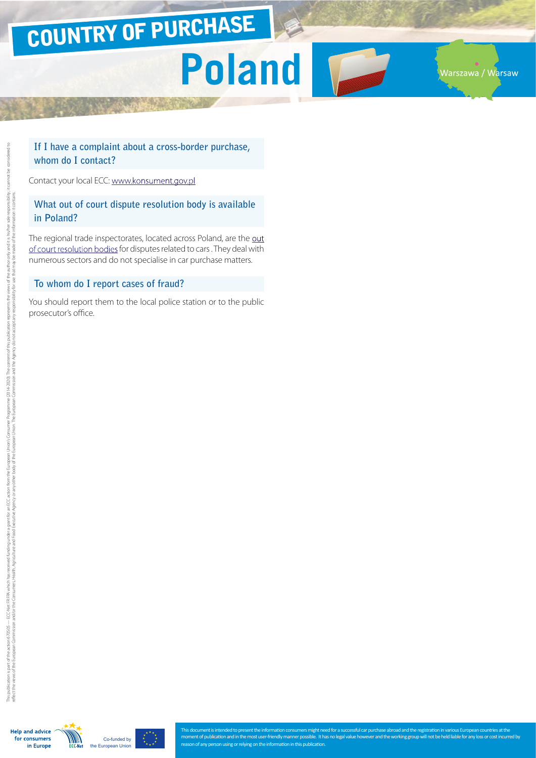# COUNTRY OF PURCHASE

# Poland

Warszawa / Warsaw

### If I have a complaint about a cross-border purchase, whom do I contact?

Contact your local ECC: www.konsument.gov.pl

### What out of court dispute resolution body is available in Poland?

The regional trade inspectorates, located across Poland, are the out of court resolution bodies for disputes related to cars . They deal with numerous sectors and do not specialise in car purchase matters.

### To whom do I report cases of fraud?

You should report them to the local police station or to the public prosecutor's office.

This publication is part of the action 670505 — ECC-Net FR FPA which has received funding under a grant for an ECC action from the European Union's Consumer Programme (2014-2020). The content of this publication represents the views of the author only and it is his/her sole responsibility; it cannot be considered to reflect the views of the European Commission and/or the Consumer's, Health, Agriculture and Food Executive Agency or any other body of the European Union. The European Commission and the Agency do not accept any responsibility for use that may be made of the information it contains.

Help and advice for consumers in Europe

ECC-Net

Co-funded by the European Union

This document is intended to present the information consumers might need for a successful car purchase abroad and the registration in various European countries at the moment of publication and in the most user-friendly manner possible. It has no legal value however and the working group will not be held liable for any loss or cost incurred by reason of any person using or relying on the information in this publication.